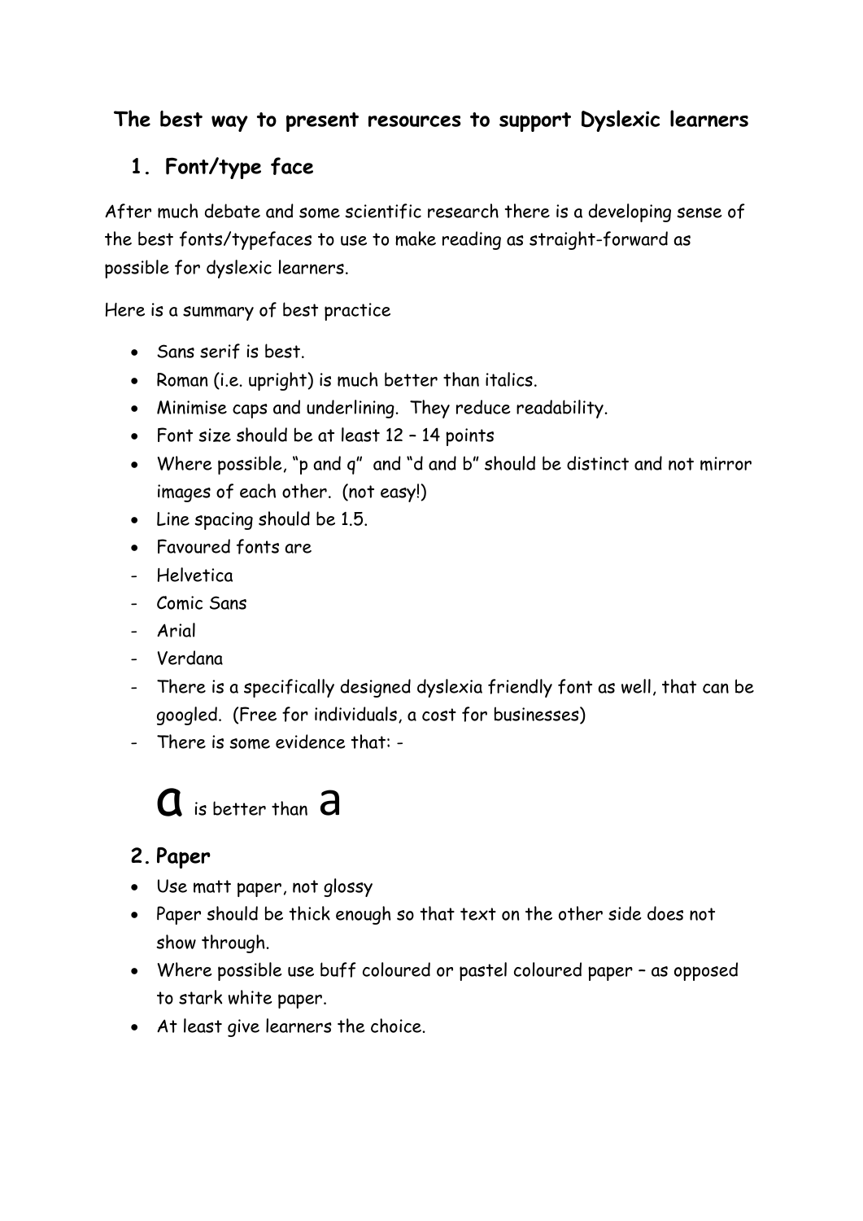## The best way to present resources to support Dyslexic learners

### 1. Font/type face

After much debate and some scientific research there is a developing sense of the best fonts/typefaces to use to make reading as straight-forward as possible for dyslexic learners.

Here is a summary of best practice

- Sans serif is best.
- Roman (i.e. upright) is much better than italics.
- Minimise caps and underlining. They reduce readability.
- Font size should be at least 12 – 14 points
- Where possible, "p and q" and "d and b" should be distinct and not mirror images of each other. (not easy!)
- Line spacing should be 1.5.
- Favoured fonts are
- Helvetica
- Comic Sans
- Arial
- Verdana
- There is a specifically designed dyslexia friendly font as well, that can be googled. (Free for individuals, a cost for businesses)
- There is some evidence that: -

a is better than a

### 2. Paper

- Use matt paper, not glossy
- Paper should be thick enough so that text on the other side does not show through.
- Where possible use buff coloured or pastel coloured paper – as opposed to stark white paper.
- At least give learners the choice.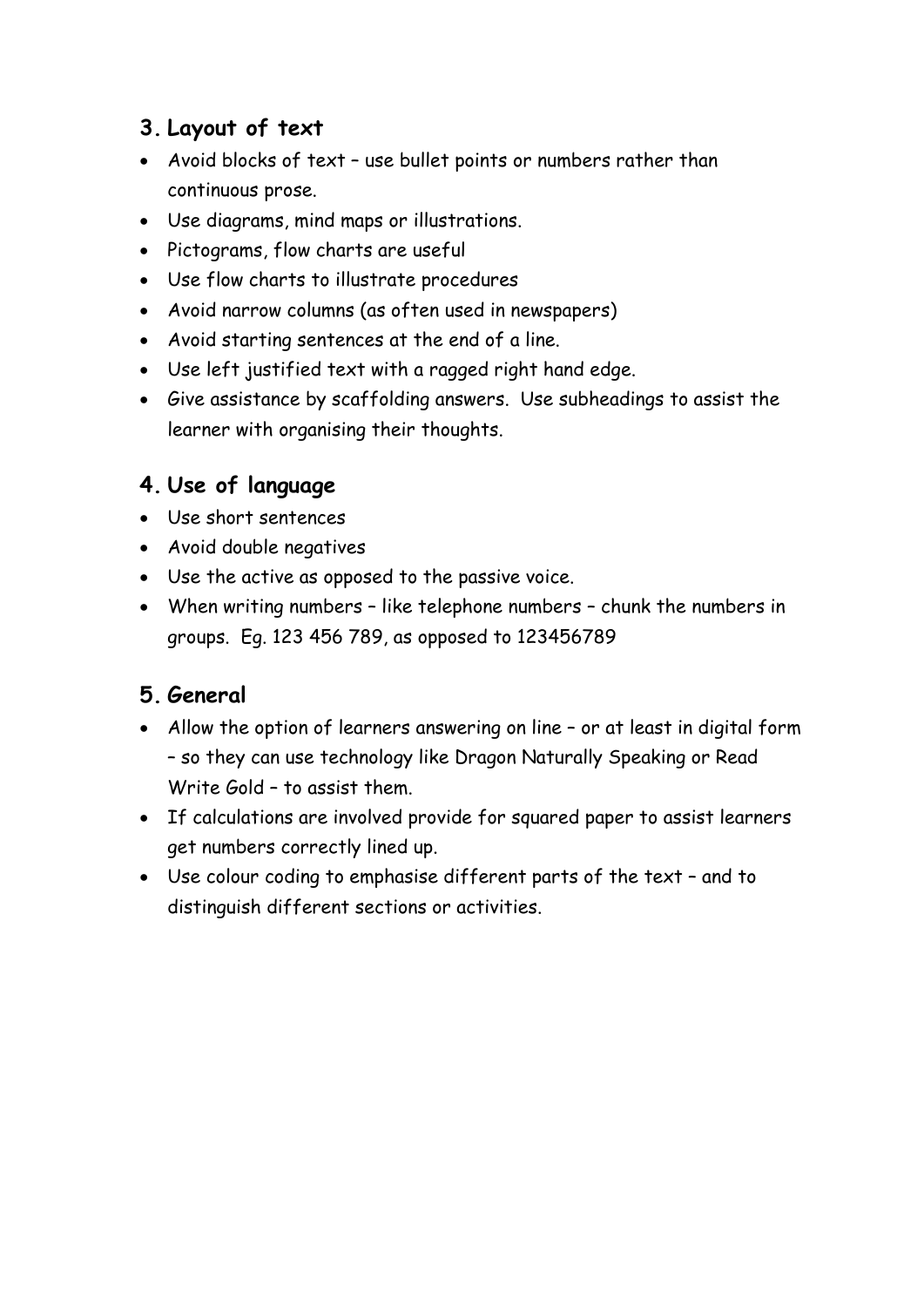## 3. Layout of text

- Avoid blocks of text – use bullet points or numbers rather than continuous prose.
- Use diagrams, mind maps or illustrations.
- Pictograms, flow charts are useful
- Use flow charts to illustrate procedures
- Avoid narrow columns (as often used in newspapers)
- Avoid starting sentences at the end of a line.
- Use left justified text with a ragged right hand edge.
- Give assistance by scaffolding answers. Use subheadings to assist the learner with organising their thoughts.

## 4. Use of language

- Use short sentences
- Avoid double negatives
- Use the active as opposed to the passive voice.
- When writing numbers – like telephone numbers – chunk the numbers in groups. Eg. 123 456 789, as opposed to 123456789

## 5. General

- Allow the option of learners answering on line – or at least in digital form – so they can use technology like Dragon Naturally Speaking or Read Write Gold – to assist them.
- If calculations are involved provide for squared paper to assist learners get numbers correctly lined up.
- Use colour coding to emphasise different parts of the text – and to distinguish different sections or activities.